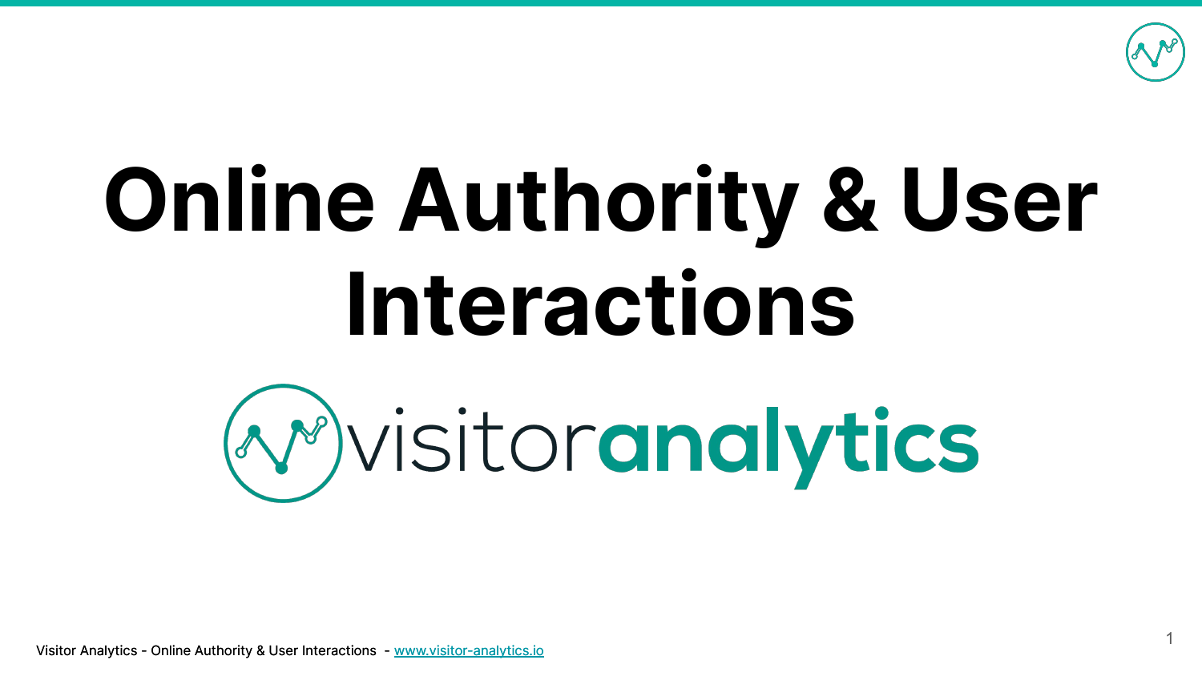# Online Authority & User Interactions

visitoranalytics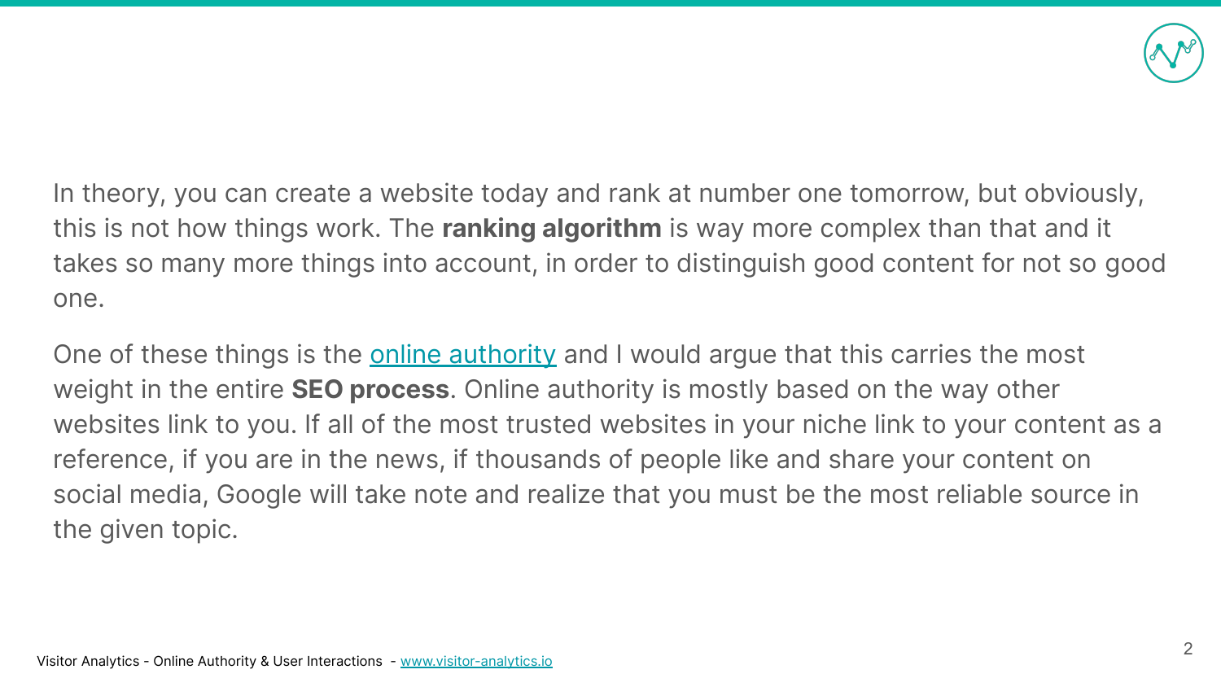In theory, you can create a website today and rank at number one tomorrow, but obviously, this is not how things work. The **ranking algorithm** is way more complex than that and it takes so many more things into account, in order to distinguish good content for not so good one.

One of these things is the online authority and I would argue that this carries the most weight in the entire **SEO process**. Online authority is mostly based on the way other websites link to you. If all of the most trusted websites in your niche link to your content as a reference, if you are in the news, if thousands of people like and share your content on social media, Google will take note and realize that you must be the most reliable source in the given topic.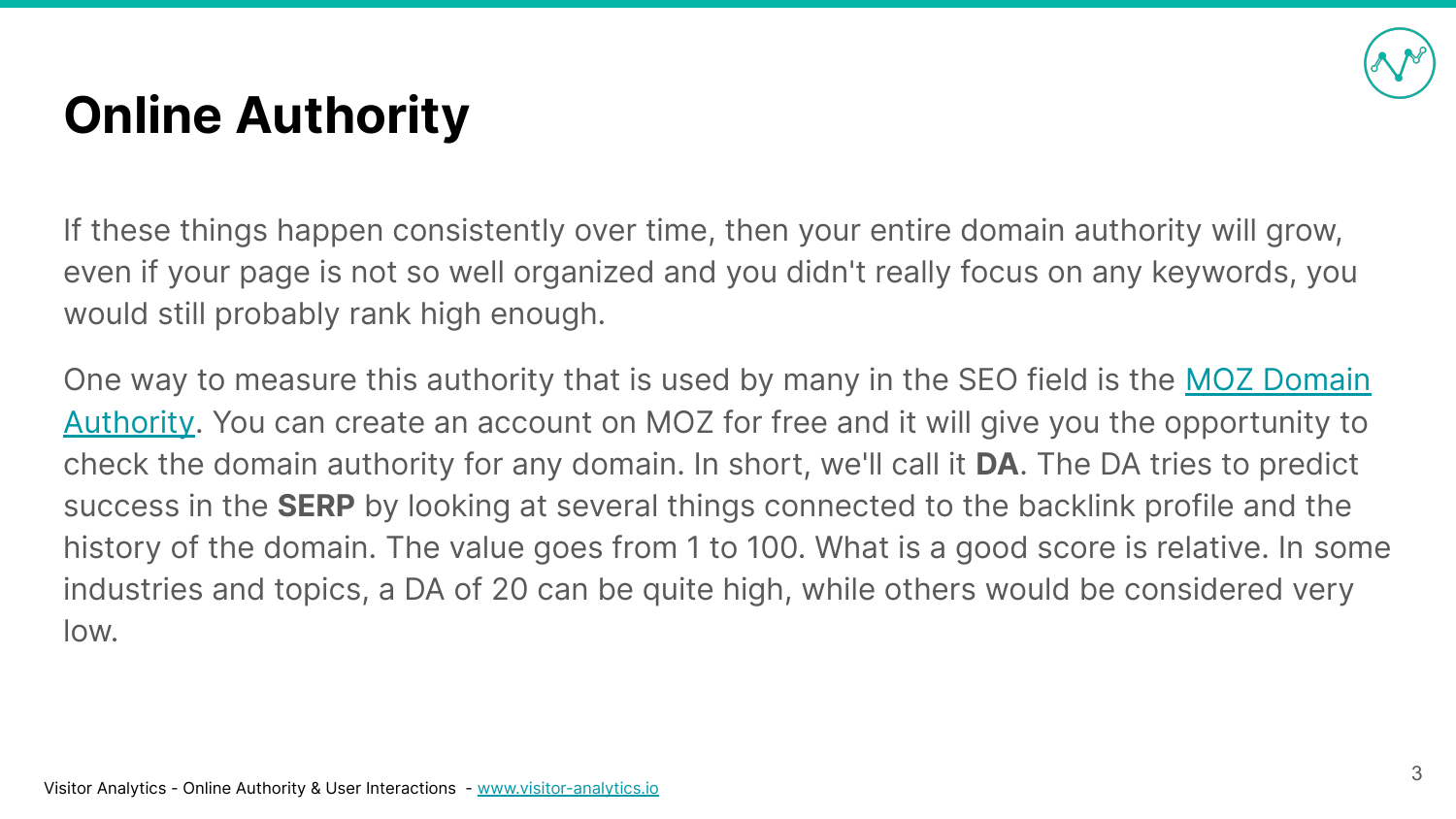# Online Authority

If these things happen consistently over time, then your entire domain authority will grow, even if your page is not so well organized and you didn't really focus on any keywords, you would still probably rank high enough.

One way to measure this authority that is used by many in the SEO field is the MOZ Domain Authority. You can create an account on MOZ for free and it will give you the opportunity to check the domain authority for any domain. In short, we'll call it **DA**. The DA tries to predict success in the **SERP** by looking at several things connected to the backlink profile and the history of the domain. The value goes from 1 to 100. What is a good score is relative. In some industries and topics, a DA of 20 can be quite high, while others would be considered very low.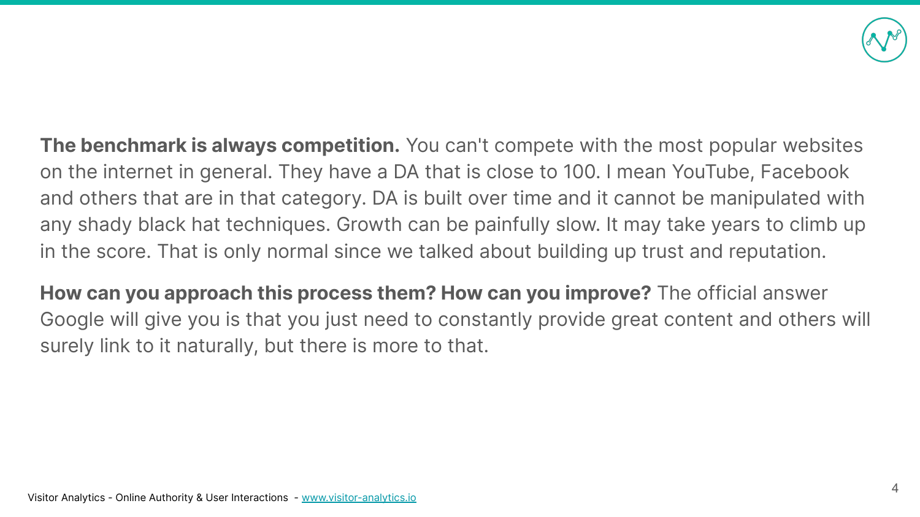**The benchmark is always competition.** You can't compete with the most popular websites on the internet in general. They have a DA that is close to 100. I mean YouTube, Facebook and others that are in that category. DA is built over time and it cannot be manipulated with any shady black hat techniques. Growth can be painfully slow. It may take years to climb up in the score. That is only normal since we talked about building up trust and reputation.

**How can you approach this process them? How can you improve?** The official answer Google will give you is that you just need to constantly provide great content and others will surely link to it naturally, but there is more to that.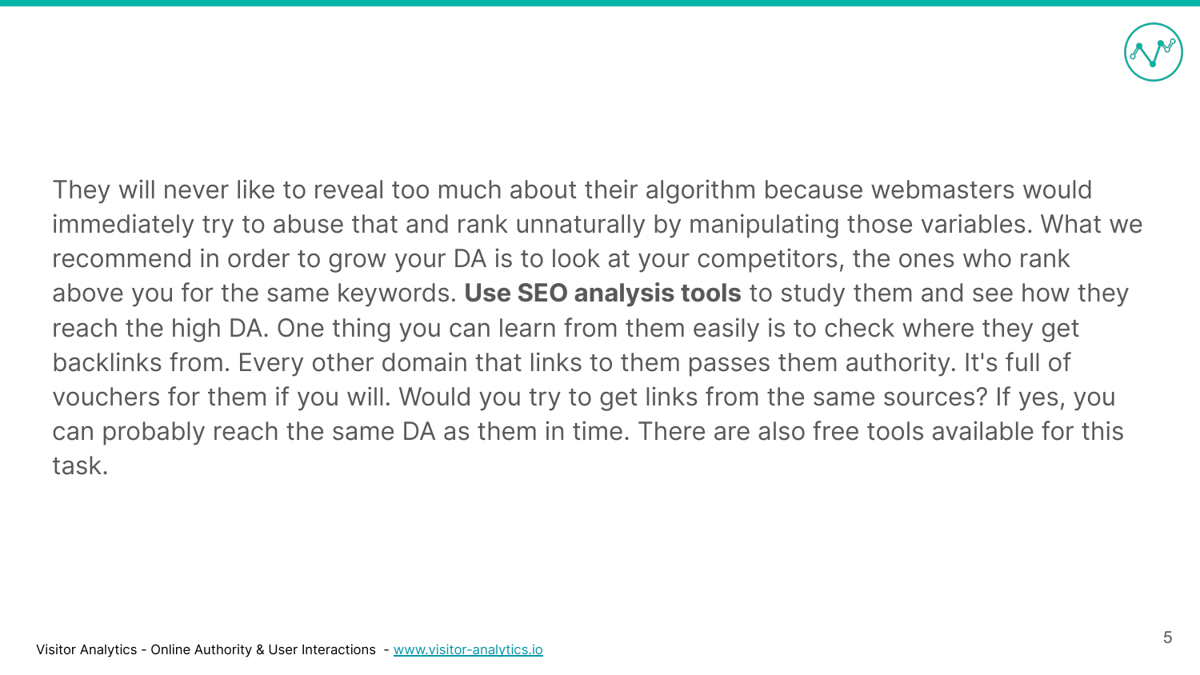They will never like to reveal too much about their algorithm because webmasters would immediately try to abuse that and rank unnaturally by manipulating those variables. What we recommend in order to grow your DA is to look at your competitors, the ones who rank above you for the same keywords. **Use SEO analysis tools** to study them and see how they reach the high DA. One thing you can learn from them easily is to check where they get backlinks from. Every other domain that links to them passes them authority. It's full of vouchers for them if you will. Would you try to get links from the same sources? If yes, you can probably reach the same DA as them in time. There are also free tools available for this task.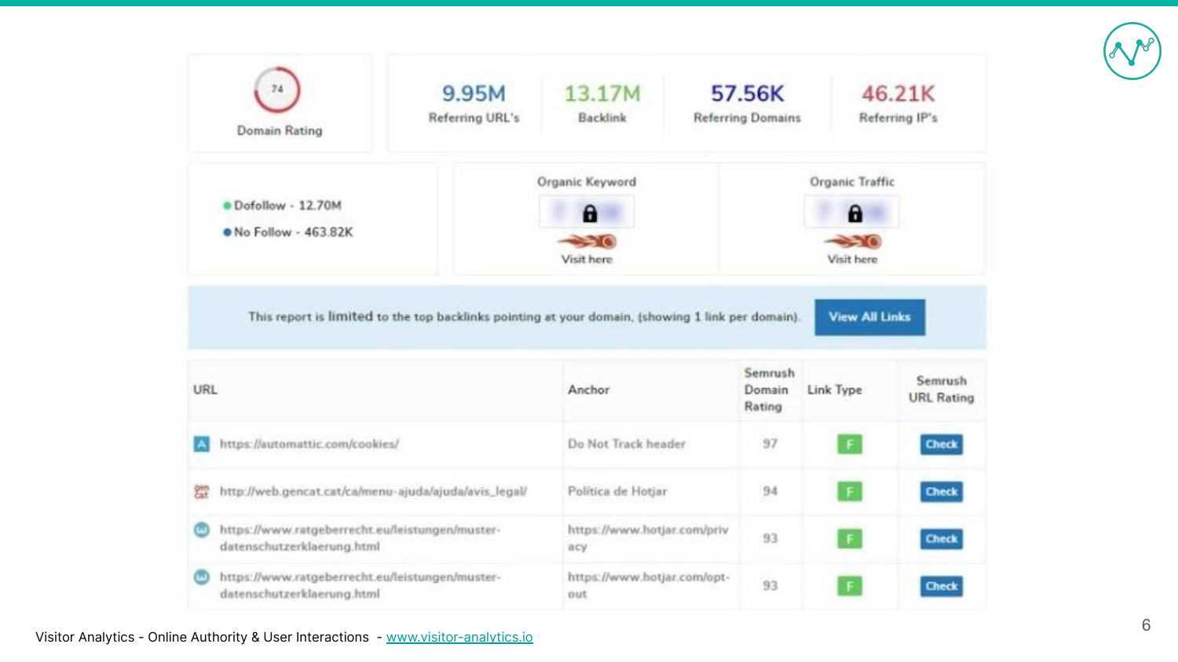74

Domain Rating

| 9.95M | 13.17M | 57.56K | 46.21K |
| --- | --- | --- | --- |
| Referring URL's | Backlink | Referring Domains | Referring IP's |

- Dofollow - 12.70M
- No Follow - 463.82K

Organic Keyword

Visit here

Organic Traffic

Visit here

This report is limited to the top backlinks pointing at your domain. (showing 1 link per domain). View All Links

| URL | Anchor | Semrush Domain Rating | Link Type | Semrush URL Rating |
| --- | --- | --- | --- | --- |
| https://automattic.com/cookies/ | Do Not Track header | 97 | F | Check |
| http://web.gencat.cat/ca/menu-ajuda/ajuda/avis_legal/ | Política de Hotjar | 94 | F | Check |
| https://www.ratgeberrecht.eu/leistungen/muster-datenschutzerklaerung.html | https://www.hotjar.com/privacy | 93 | F | Check |
| https://www.ratgeberrecht.eu/leistungen/muster-datenschutzerklaerung.html | https://www.hotjar.com/opt-out | 93 | F | Check |

Visitor Analytics - Online Authority & User Interactions - [www.visitor-analytics.io](http://www.visitor-analytics.io)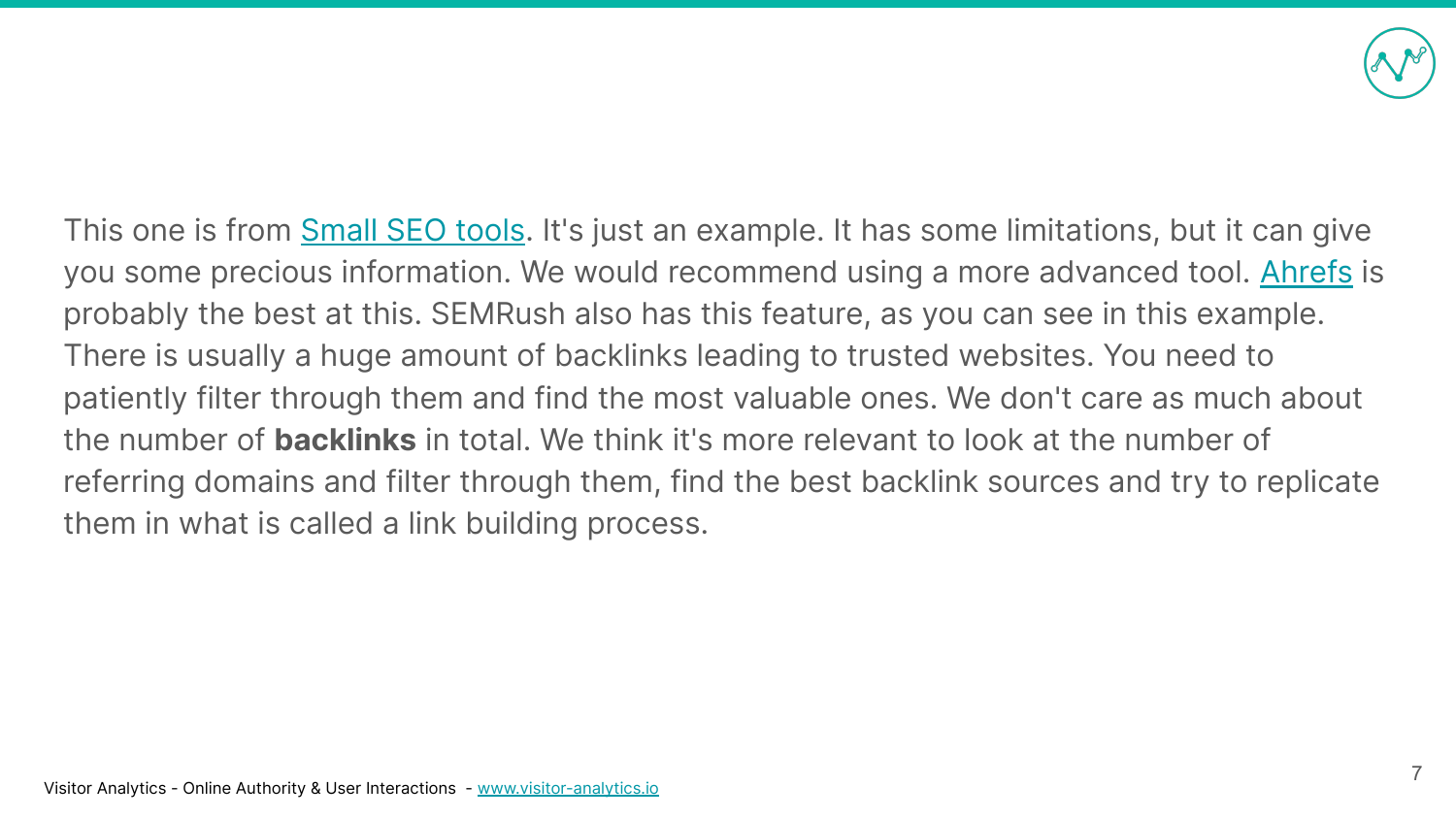This one is from Small SEO tools. It's just an example. It has some limitations, but it can give you some precious information. We would recommend using a more advanced tool. Ahrefs is probably the best at this. SEMRush also has this feature, as you can see in this example. There is usually a huge amount of backlinks leading to trusted websites. You need to patiently filter through them and find the most valuable ones. We don't care as much about the number of **backlinks** in total. We think it's more relevant to look at the number of referring domains and filter through them, find the best backlink sources and try to replicate them in what is called a link building process.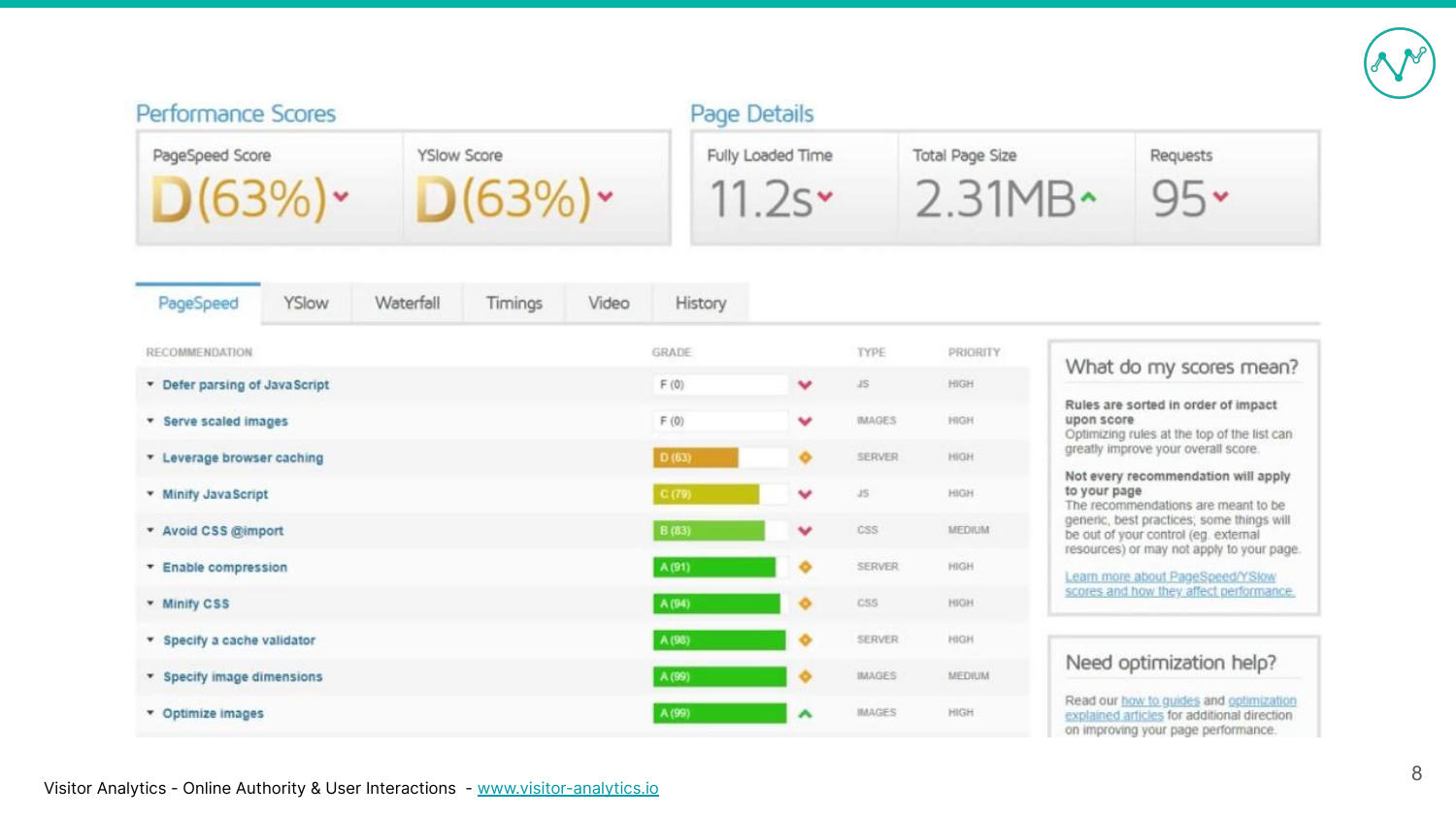## Performance Scores

| PageSpeed Score | YSlow Score |
|---|---|
| D(63%) | D(63%) |

## Page Details

| Fully Loaded Time | Total Page Size | Requests |
|---|---|---|
| 11.2s | 2.31MB | 95 |

PageSpeed | YSlow | Waterfall | Timings | Video | History

| RECOMMENDATION | GRADE | TYPE | PRIORITY |
|---|---|---|---|
| Defer parsing of JavaScript | F (0) | JS | HIGH |
| Serve scaled images | F (0) | IMAGES | HIGH |
| Leverage browser caching | D (63) | SERVER | HIGH |
| Minify JavaScript | C (79) | JS | HIGH |
| Avoid CSS @import | B (83) | CSS | MEDIUM |
| Enable compression | A (91) | SERVER | HIGH |
| Minify CSS | A (94) | CSS | HIGH |
| Specify a cache validator | A (98) | SERVER | HIGH |
| Specify image dimensions | A (99) | IMAGES | MEDIUM |
| Optimize images | A (99) | IMAGES | HIGH |

### What do my scores mean?

**Rules are sorted in order of impact upon score**
Optimizing rules at the top of the list can greatly improve your overall score.

**Not every recommendation will apply to your page**
The recommendations are meant to be generic, best practices; some things will be out of your control (eg. external resources) or may not apply to your page.

Learn more about PageSpeed/YSlow scores and how they affect performance.

### Need optimization help?

Read our how to guides and optimization explained articles for additional direction on improving your page performance.

Visitor Analytics - Online Authority & User Interactions - www.visitor-analytics.io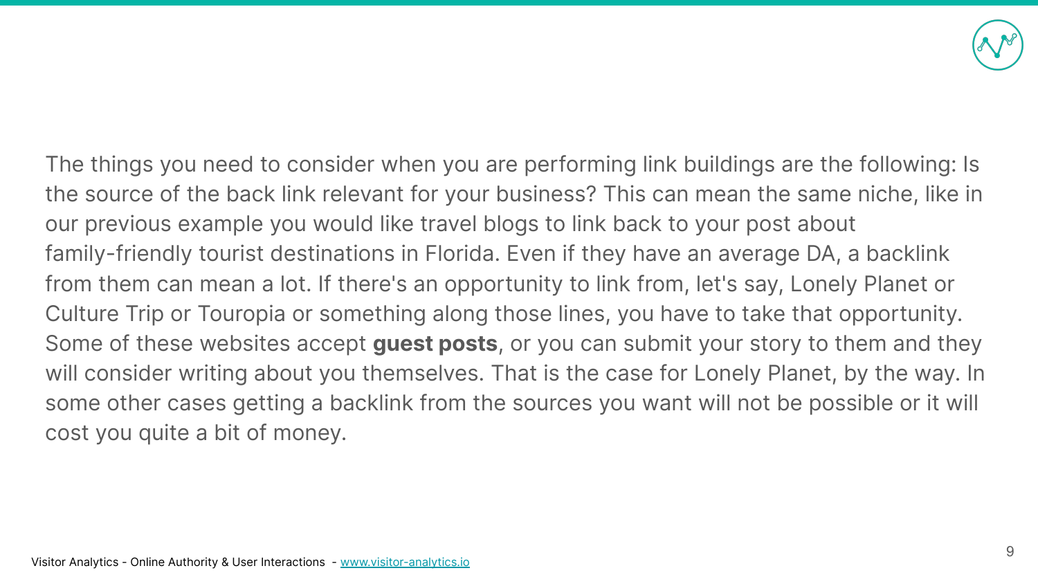The things you need to consider when you are performing link buildings are the following: Is the source of the back link relevant for your business? This can mean the same niche, like in our previous example you would like travel blogs to link back to your post about family-friendly tourist destinations in Florida. Even if they have an average DA, a backlink from them can mean a lot. If there's an opportunity to link from, let's say, Lonely Planet or Culture Trip or Touropia or something along those lines, you have to take that opportunity. Some of these websites accept **guest posts**, or you can submit your story to them and they will consider writing about you themselves. That is the case for Lonely Planet, by the way. In some other cases getting a backlink from the sources you want will not be possible or it will cost you quite a bit of money.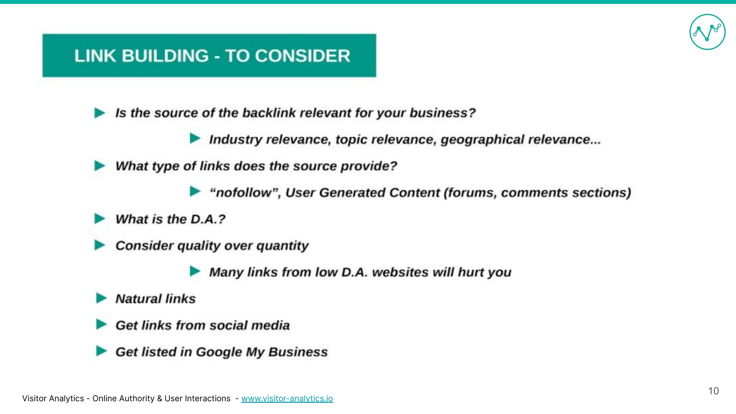## LINK BUILDING - TO CONSIDER

- *Is the source of the backlink relevant for your business?*
  - *Industry relevance, topic relevance, geographical relevance...*
- *What type of links does the source provide?*
  - *"nofollow", User Generated Content (forums, comments sections)*
- *What is the D.A.?*
- *Consider quality over quantity*
  - *Many links from low D.A. websites will hurt you*
- *Natural links*
- *Get links from social media*
- *Get listed in Google My Business*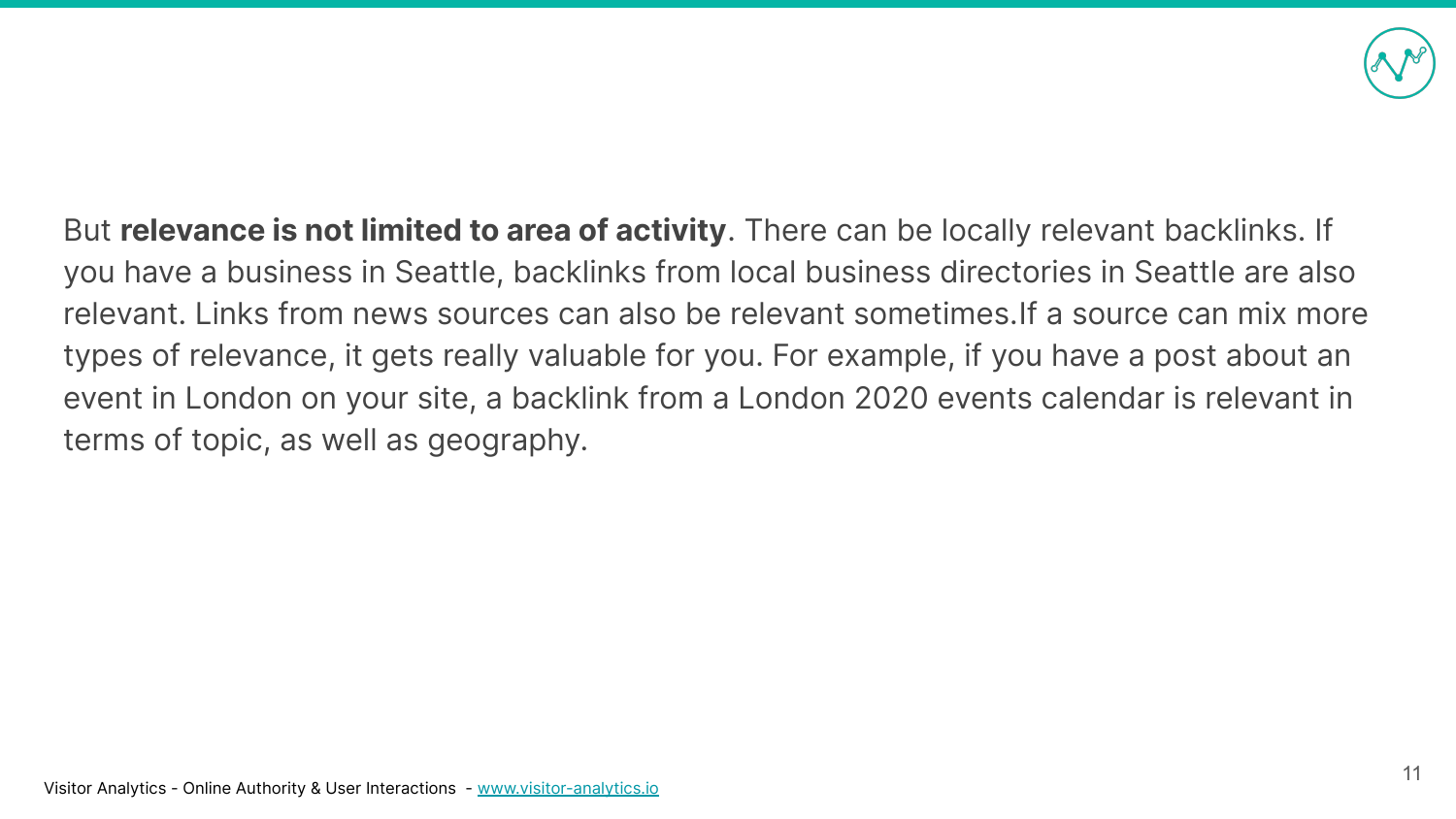But **relevance is not limited to area of activity**. There can be locally relevant backlinks. If you have a business in Seattle, backlinks from local business directories in Seattle are also relevant. Links from news sources can also be relevant sometimes.If a source can mix more types of relevance, it gets really valuable for you. For example, if you have a post about an event in London on your site, a backlink from a London 2020 events calendar is relevant in terms of topic, as well as geography.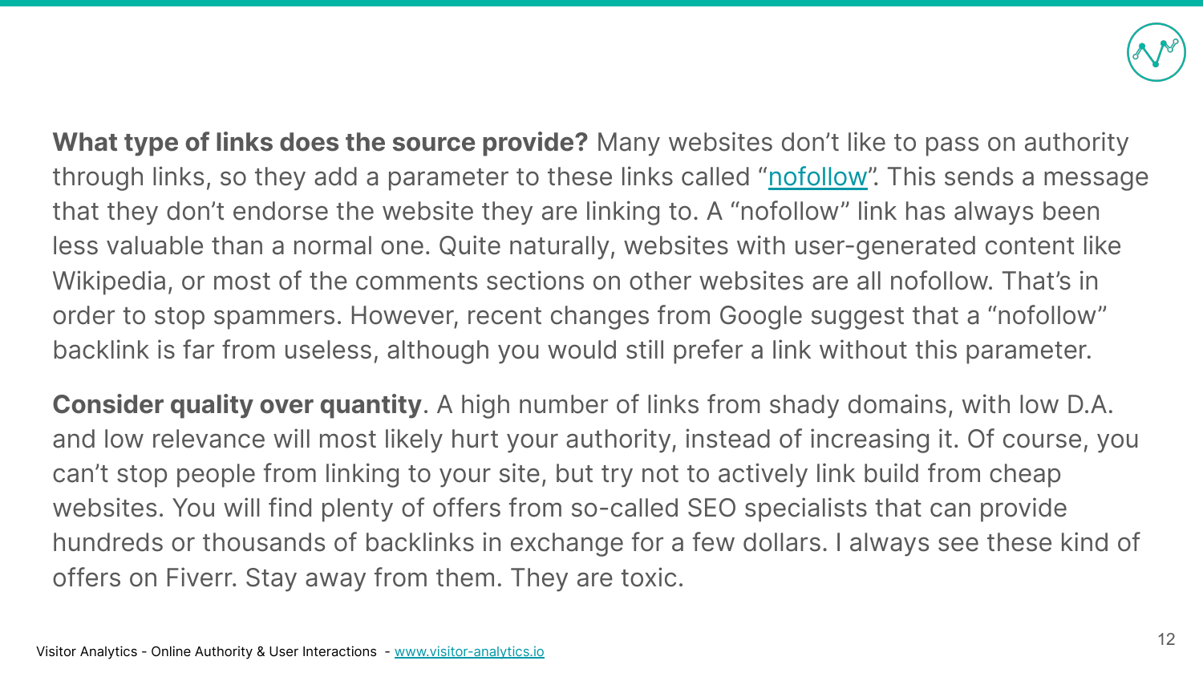**What type of links does the source provide?** Many websites don't like to pass on authority through links, so they add a parameter to these links called "[nofollow]". This sends a message that they don't endorse the website they are linking to. A "nofollow" link has always been less valuable than a normal one. Quite naturally, websites with user-generated content like Wikipedia, or most of the comments sections on other websites are all nofollow. That's in order to stop spammers. However, recent changes from Google suggest that a "nofollow" backlink is far from useless, although you would still prefer a link without this parameter.

**Consider quality over quantity**. A high number of links from shady domains, with low D.A. and low relevance will most likely hurt your authority, instead of increasing it. Of course, you can't stop people from linking to your site, but try not to actively link build from cheap websites. You will find plenty of offers from so-called SEO specialists that can provide hundreds or thousands of backlinks in exchange for a few dollars. I always see these kind of offers on Fiverr. Stay away from them. They are toxic.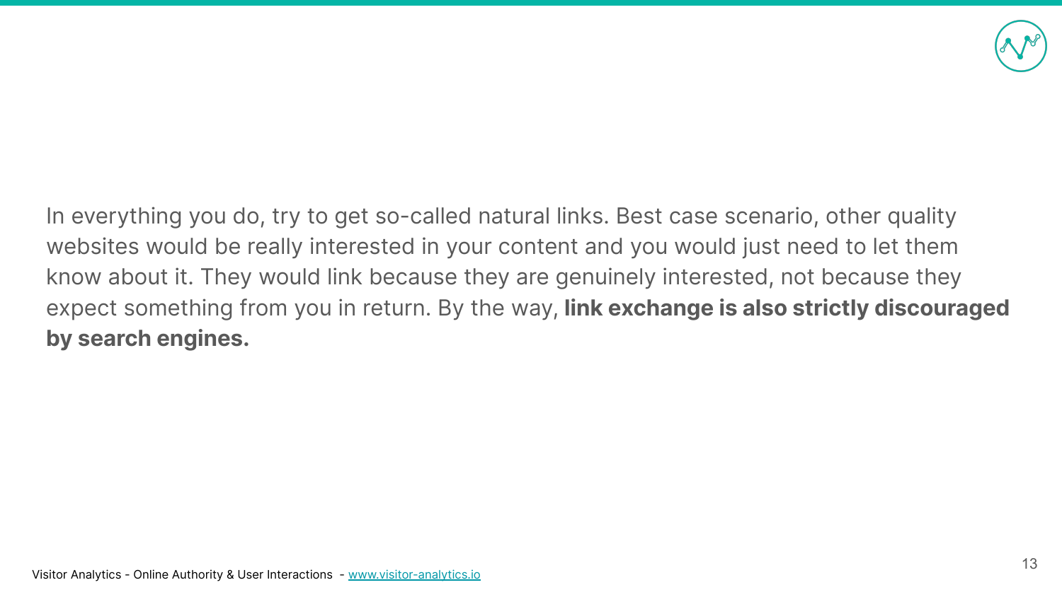In everything you do, try to get so-called natural links. Best case scenario, other quality websites would be really interested in your content and you would just need to let them know about it. They would link because they are genuinely interested, not because they expect something from you in return. By the way, **link exchange is also strictly discouraged by search engines.**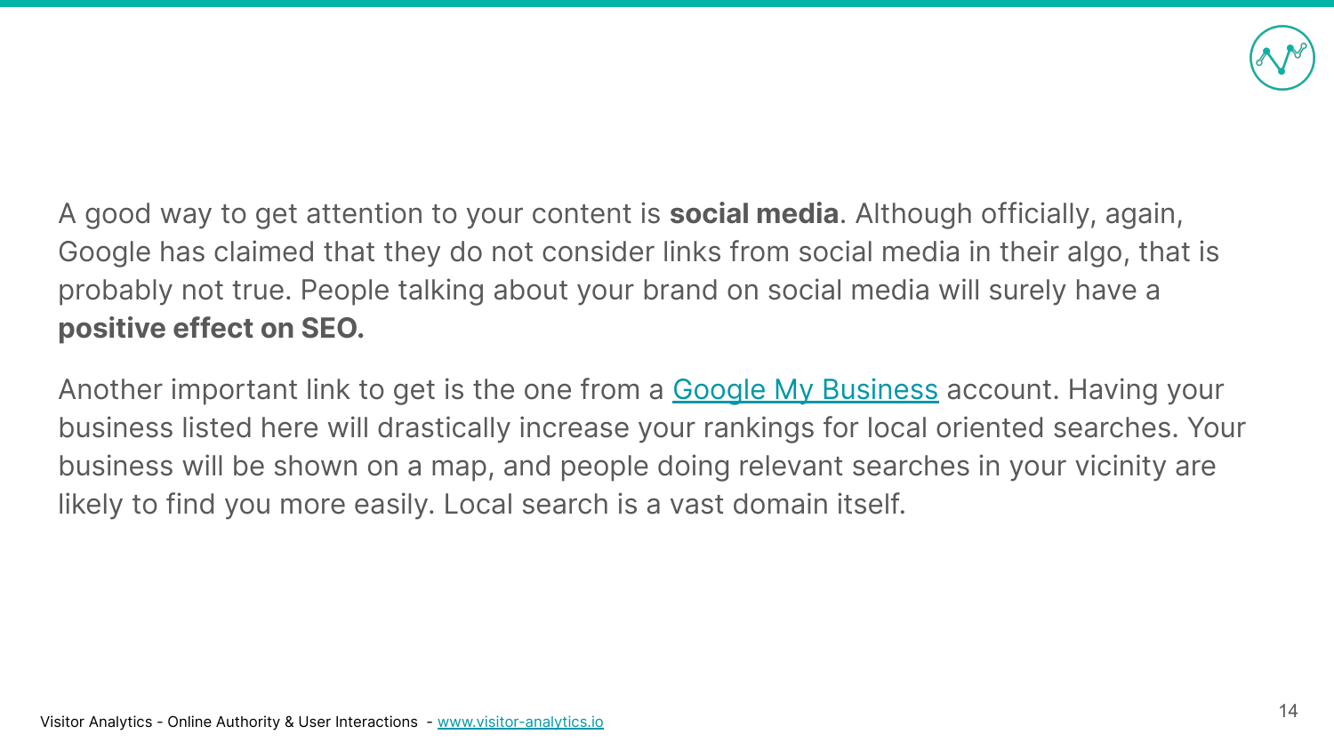A good way to get attention to your content is **social media**. Although officially, again, Google has claimed that they do not consider links from social media in their algo, that is probably not true. People talking about your brand on social media will surely have a **positive effect on SEO.**

Another important link to get is the one from a [Google My Business]() account. Having your business listed here will drastically increase your rankings for local oriented searches. Your business will be shown on a map, and people doing relevant searches in your vicinity are likely to find you more easily. Local search is a vast domain itself.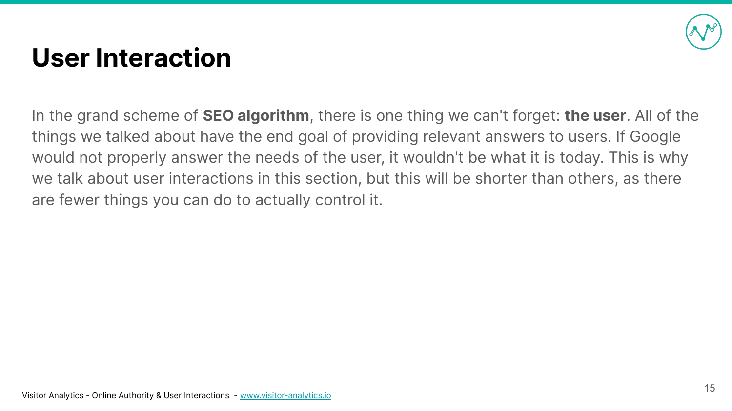# User Interaction

In the grand scheme of **SEO algorithm**, there is one thing we can't forget: **the user**. All of the things we talked about have the end goal of providing relevant answers to users. If Google would not properly answer the needs of the user, it wouldn't be what it is today. This is why we talk about user interactions in this section, but this will be shorter than others, as there are fewer things you can do to actually control it.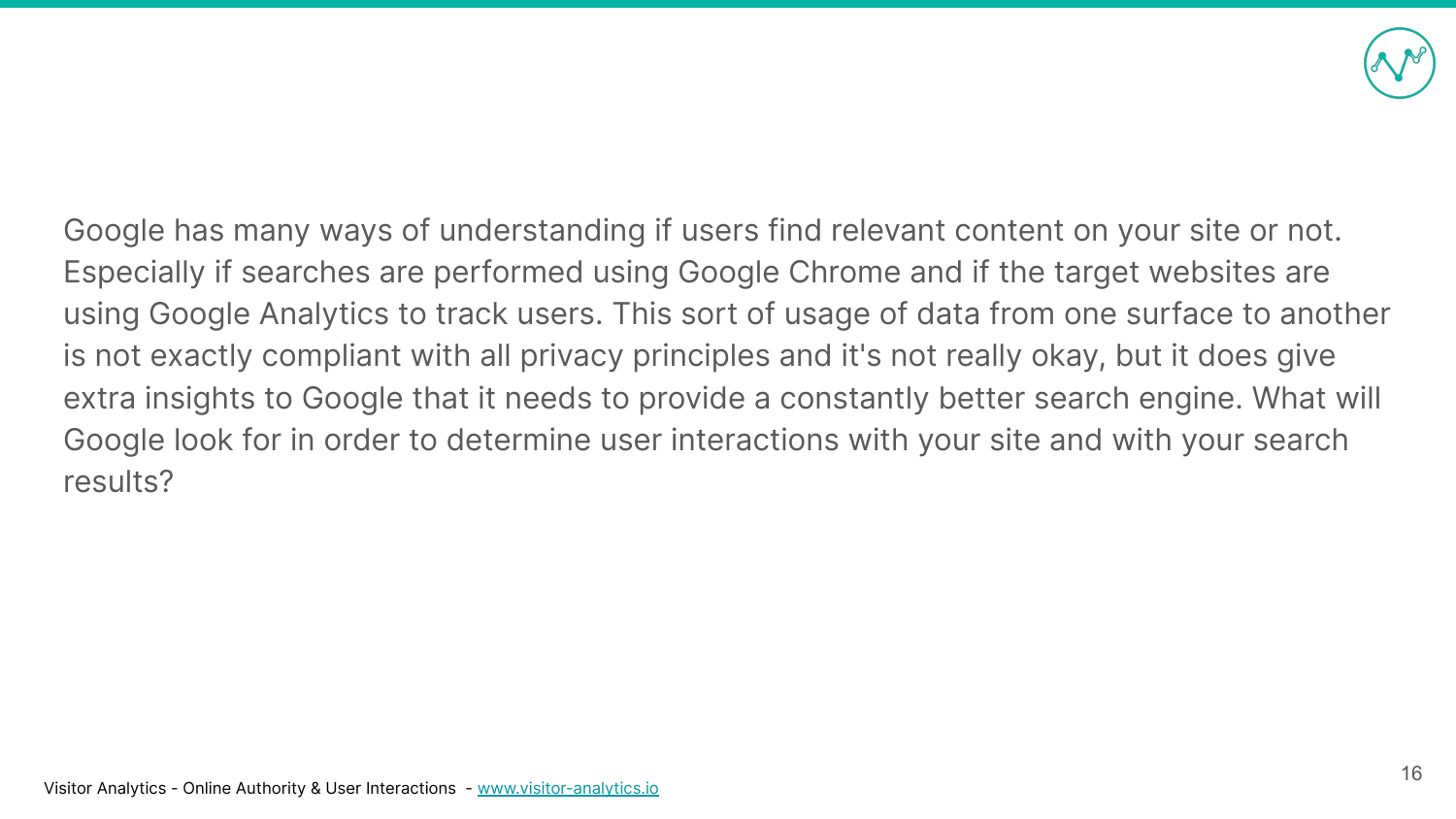Google has many ways of understanding if users find relevant content on your site or not. Especially if searches are performed using Google Chrome and if the target websites are using Google Analytics to track users. This sort of usage of data from one surface to another is not exactly compliant with all privacy principles and it's not really okay, but it does give extra insights to Google that it needs to provide a constantly better search engine. What will Google look for in order to determine user interactions with your site and with your search results?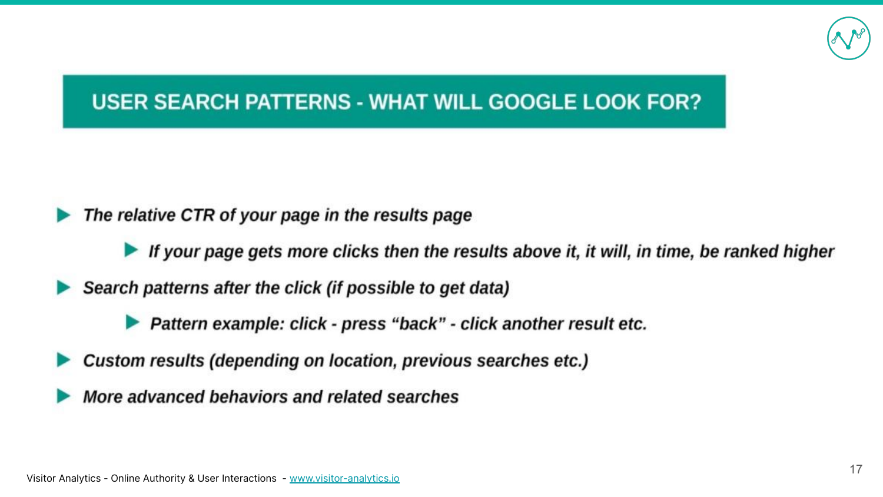## USER SEARCH PATTERNS - WHAT WILL GOOGLE LOOK FOR?

- *The relative CTR of your page in the results page*
  - *If your page gets more clicks then the results above it, it will, in time, be ranked higher*
- *Search patterns after the click (if possible to get data)*
  - *Pattern example: click - press "back" - click another result etc.*
- *Custom results (depending on location, previous searches etc.)*
- *More advanced behaviors and related searches*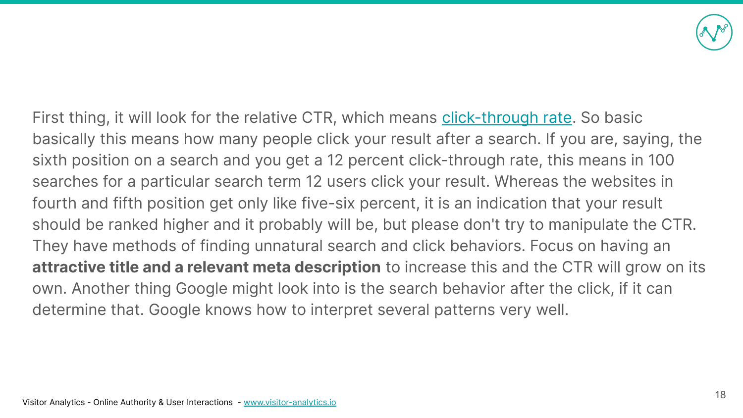First thing, it will look for the relative CTR, which means [click-through rate](). So basic basically this means how many people click your result after a search. If you are, saying, the sixth position on a search and you get a 12 percent click-through rate, this means in 100 searches for a particular search term 12 users click your result. Whereas the websites in fourth and fifth position get only like five-six percent, it is an indication that your result should be ranked higher and it probably will be, but please don't try to manipulate the CTR. They have methods of finding unnatural search and click behaviors. Focus on having an **attractive title and a relevant meta description** to increase this and the CTR will grow on its own. Another thing Google might look into is the search behavior after the click, if it can determine that. Google knows how to interpret several patterns very well.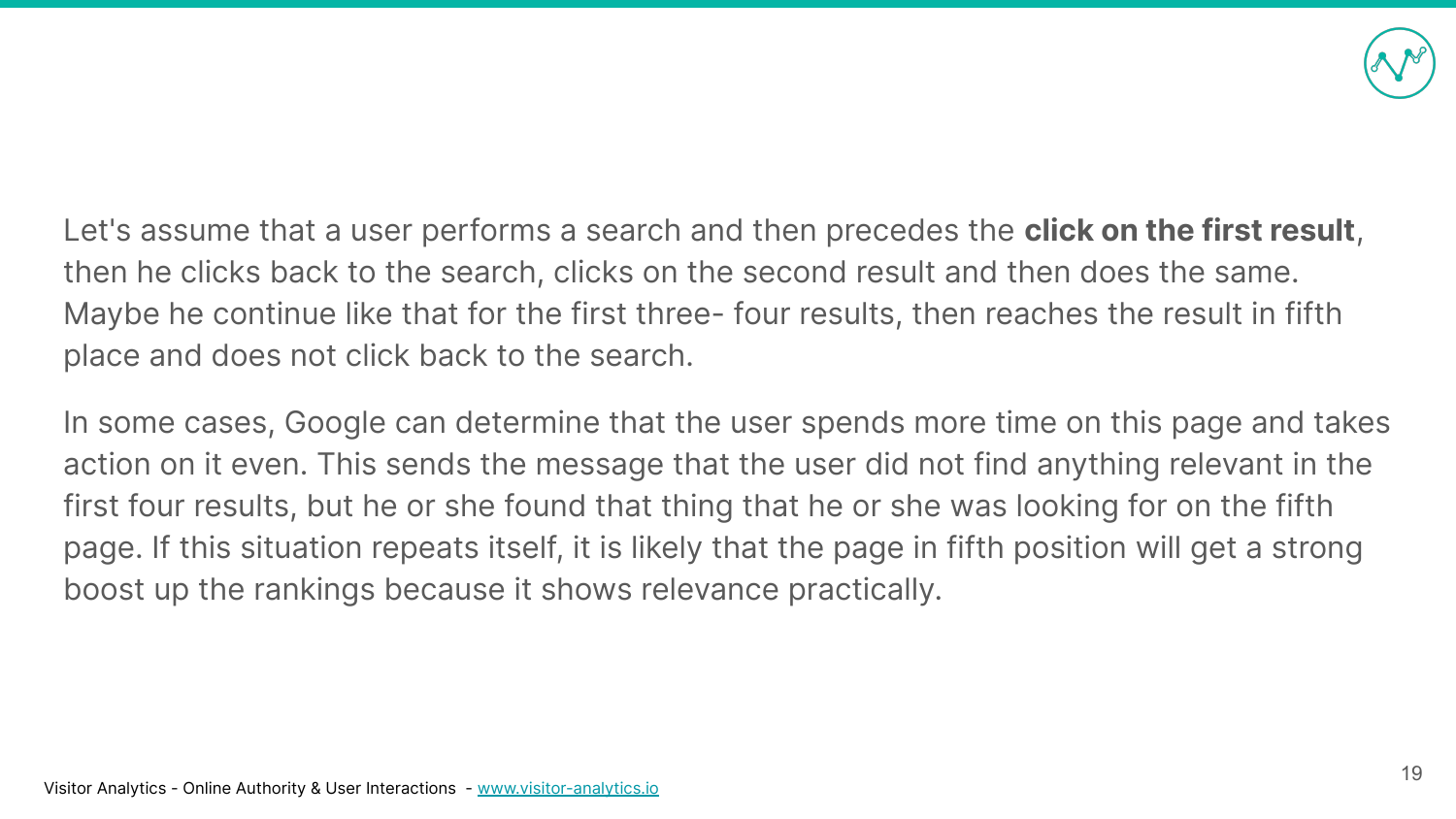Let's assume that a user performs a search and then precedes the **click on the first result**, then he clicks back to the search, clicks on the second result and then does the same. Maybe he continue like that for the first three- four results, then reaches the result in fifth place and does not click back to the search.

In some cases, Google can determine that the user spends more time on this page and takes action on it even. This sends the message that the user did not find anything relevant in the first four results, but he or she found that thing that he or she was looking for on the fifth page. If this situation repeats itself, it is likely that the page in fifth position will get a strong boost up the rankings because it shows relevance practically.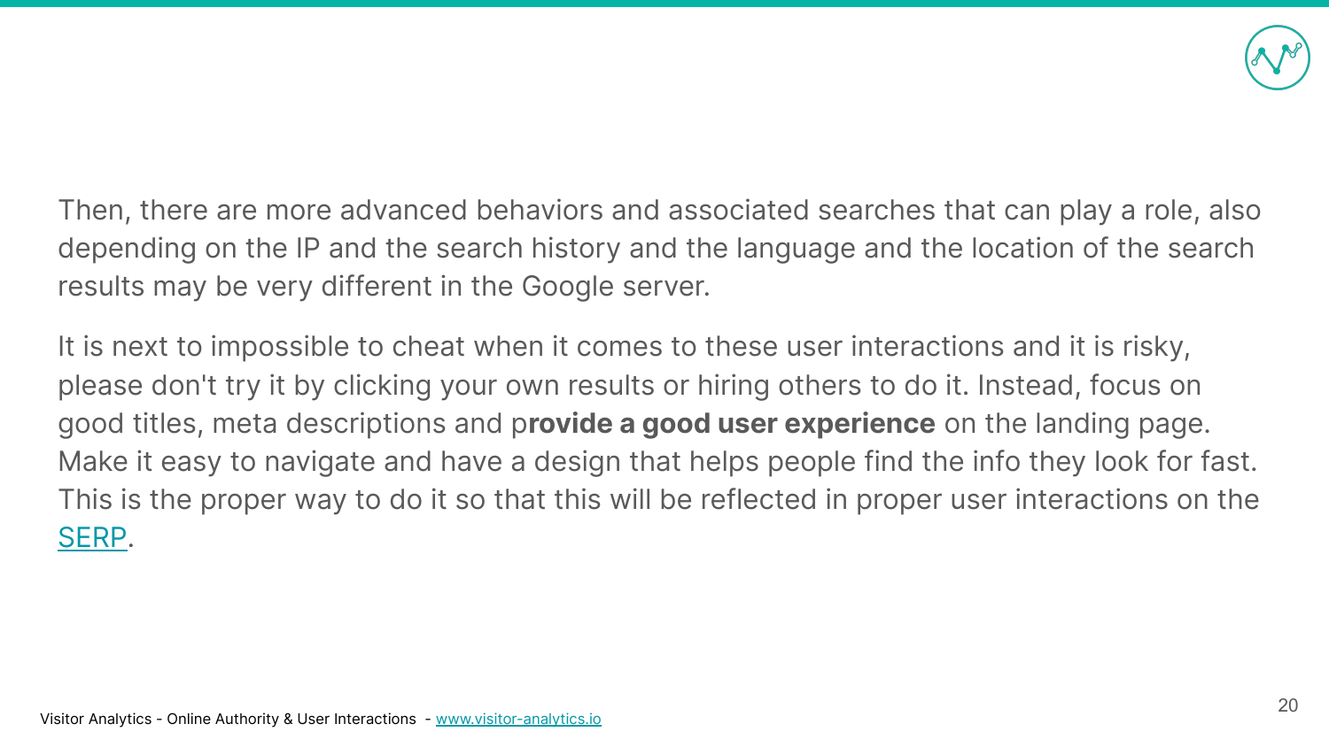Then, there are more advanced behaviors and associated searches that can play a role, also depending on the IP and the search history and the language and the location of the search results may be very different in the Google server.

It is next to impossible to cheat when it comes to these user interactions and it is risky, please don't try it by clicking your own results or hiring others to do it. Instead, focus on good titles, meta descriptions and p**rovide a good user experience** on the landing page. Make it easy to navigate and have a design that helps people find the info they look for fast. This is the proper way to do it so that this will be reflected in proper user interactions on the SERP.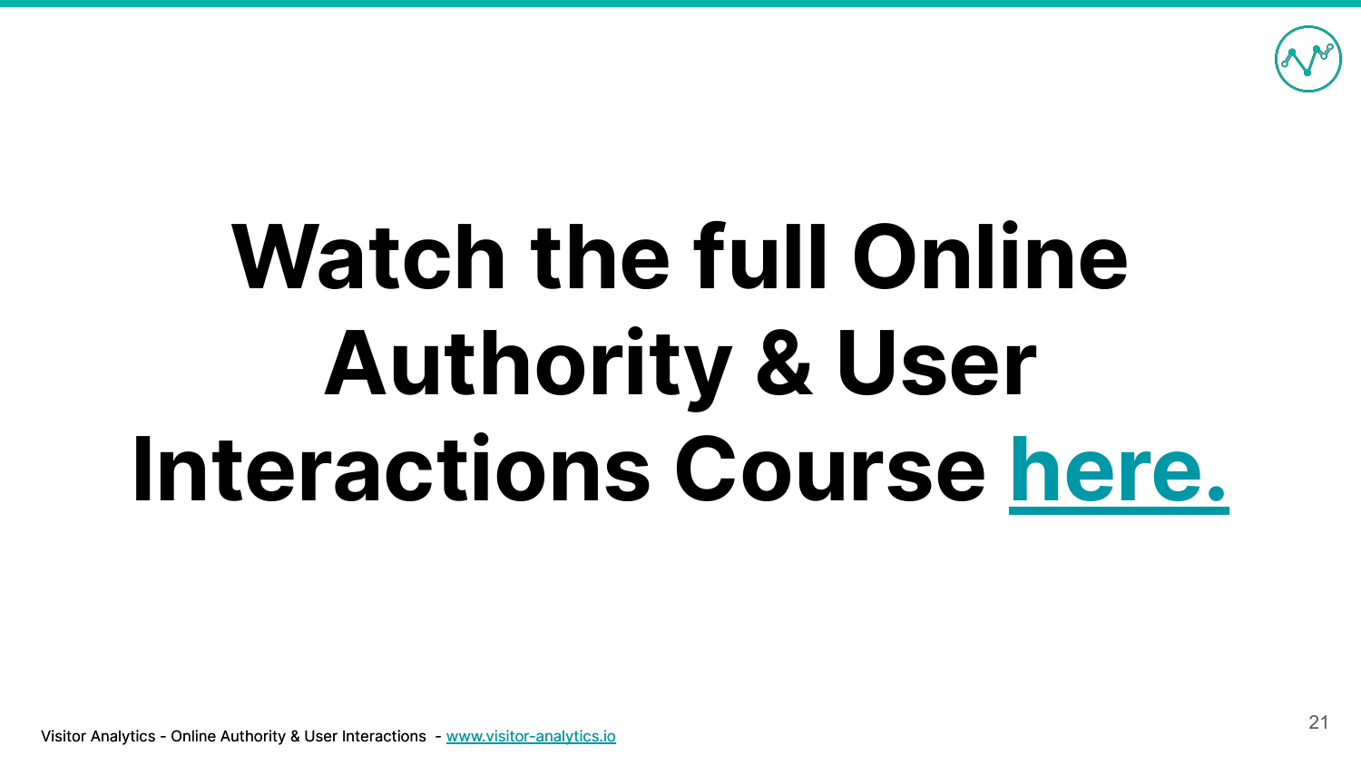# Watch the full Online Authority & User Interactions Course here.